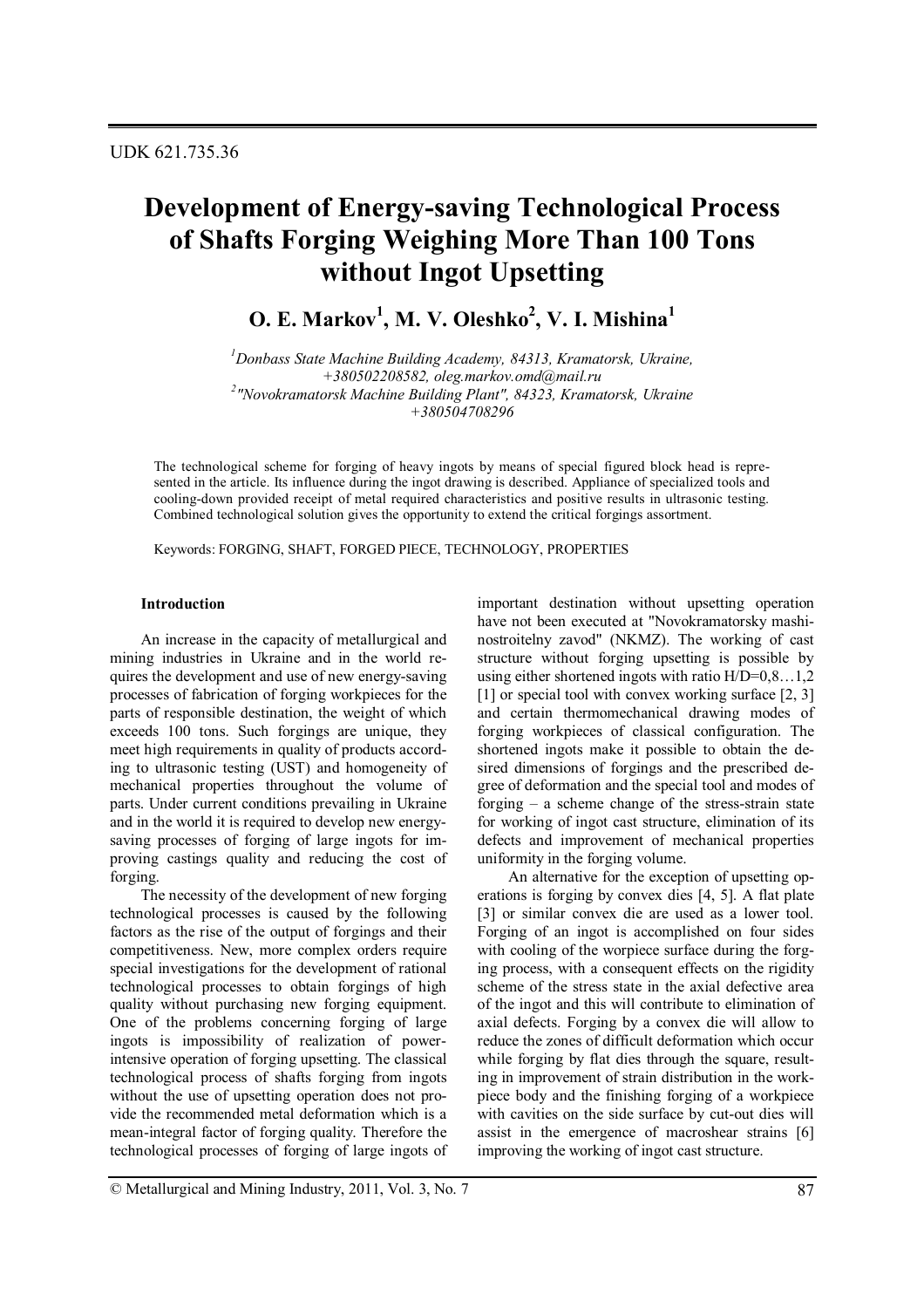UDK 621.735.36

# Development of Energy-saving Technological Process of Shafts Forging Weighing More Than 100 Tons without Ingot Upsetting

## O. E. Markov[1], M. V. Oleshko[2], V. I. Mishina[1]

*[1]Donbass State Machine Building Academy, 84313, Kramatorsk, Ukraine, +380502208582, oleg.markov.omd@mail.ru*
*[2]"Novokramatorsk Machine Building Plant", 84323, Kramatorsk, Ukraine +380504708296*

The technological scheme for forging of heavy ingots by means of special figured block head is represented in the article. Its influence during the ingot drawing is described. Appliance of specialized tools and cooling-down provided receipt of metal required characteristics and positive results in ultrasonic testing. Combined technological solution gives the opportunity to extend the critical forgings assortment.

Keywords: FORGING, SHAFT, FORGED PIECE, TECHNOLOGY, PROPERTIES

### Introduction

An increase in the capacity of metallurgical and mining industries in Ukraine and in the world requires the development and use of new energy-saving processes of fabrication of forging workpieces for the parts of responsible destination, the weight of which exceeds 100 tons. Such forgings are unique, they meet high requirements in quality of products according to ultrasonic testing (UST) and homogeneity of mechanical properties throughout the volume of parts. Under current conditions prevailing in Ukraine and in the world it is required to develop new energy-saving processes of forging of large ingots for improving castings quality and reducing the cost of forging.

The necessity of the development of new forging technological processes is caused by the following factors as the rise of the output of forgings and their competitiveness. New, more complex orders require special investigations for the development of rational technological processes to obtain forgings of high quality without purchasing new forging equipment. One of the problems concerning forging of large ingots is impossibility of realization of power-intensive operation of forging upsetting. The classical technological process of shafts forging from ingots without the use of upsetting operation does not provide the recommended metal deformation which is a mean-integral factor of forging quality. Therefore the technological processes of forging of large ingots of important destination without upsetting operation have not been executed at "Novokramatorsky mashinostroitelny zavod" (NKMZ). The working of cast structure without forging upsetting is possible by using either shortened ingots with ratio H/D=0,8…1,2 [1] or special tool with convex working surface [2, 3] and certain thermomechanical drawing modes of forging workpieces of classical configuration. The shortened ingots make it possible to obtain the desired dimensions of forgings and the prescribed degree of deformation and the special tool and modes of forging – a scheme change of the stress-strain state for working of ingot cast structure, elimination of its defects and improvement of mechanical properties uniformity in the forging volume.

An alternative for the exception of upsetting operations is forging by convex dies [4, 5]. A flat plate [3] or similar convex die are used as a lower tool. Forging of an ingot is accomplished on four sides with cooling of the worpiece surface during the forging process, with a consequent effects on the rigidity scheme of the stress state in the axial defective area of the ingot and this will contribute to elimination of axial defects. Forging by a convex die will allow to reduce the zones of difficult deformation which occur while forging by flat dies through the square, resulting in improvement of strain distribution in the workpiece body and the finishing forging of a workpiece with cavities on the side surface by cut-out dies will assist in the emergence of macroshear strains [6] improving the working of ingot cast structure.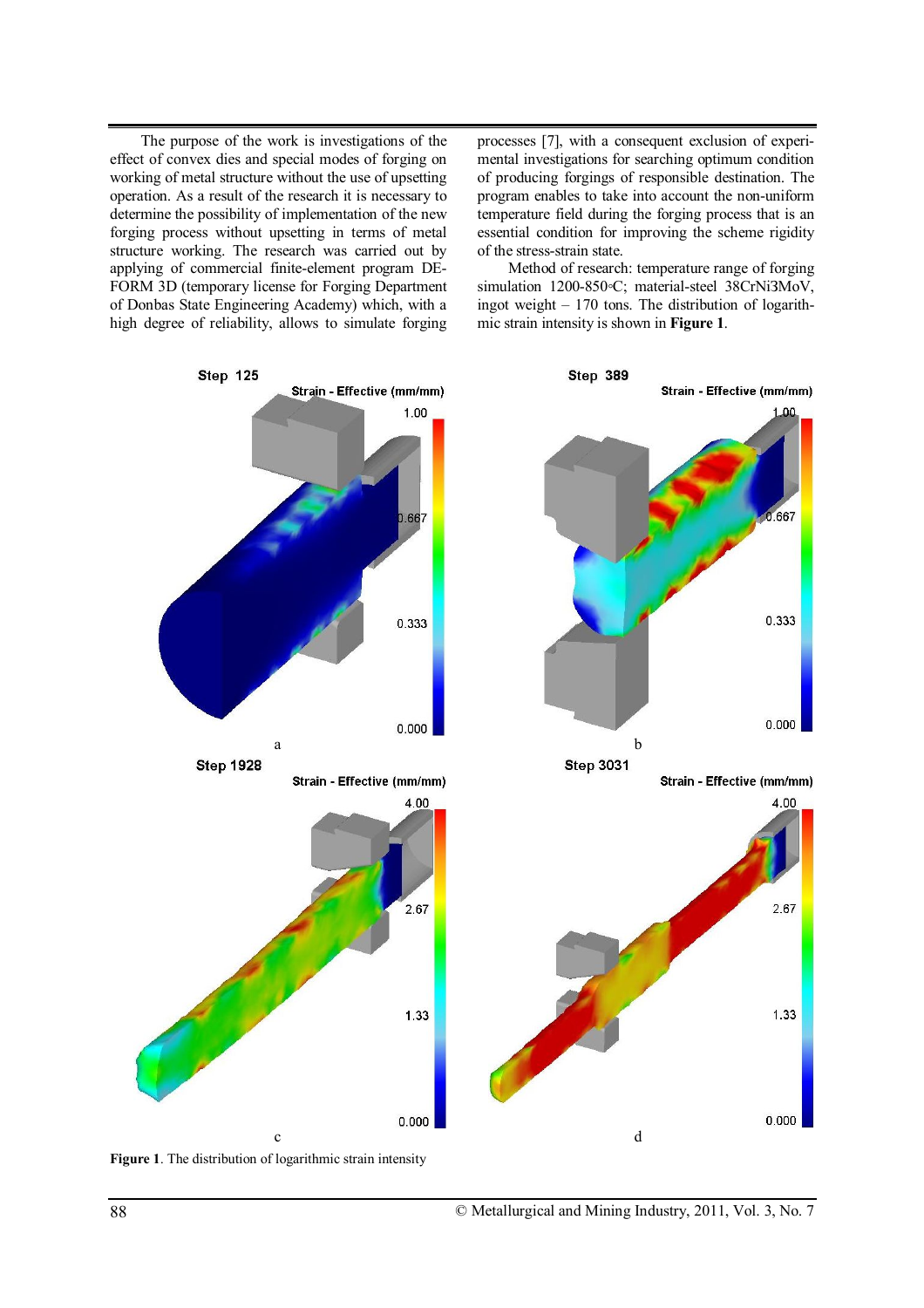The purpose of the work is investigations of the effect of convex dies and special modes of forging on working of metal structure without the use of upsetting operation. As a result of the research it is necessary to determine the possibility of implementation of the new forging process without upsetting in terms of metal structure working. The research was carried out by applying of commercial finite-element program DEFORM 3D (temporary license for Forging Department of Donbas State Engineering Academy) which, with a high degree of reliability, allows to simulate forging processes [7], with a consequent exclusion of experimental investigations for searching optimum condition of producing forgings of responsible destination. The program enables to take into account the non-uniform temperature field during the forging process that is an essential condition for improving the scheme rigidity of the stress-strain state.

Method of research: temperature range of forging simulation 1200-850◦C; material-steel 38CrNi3MoV, ingot weight – 170 tons. The distribution of logarithmic strain intensity is shown in **Figure 1**.

**Figure 1**. The distribution of logarithmic strain intensity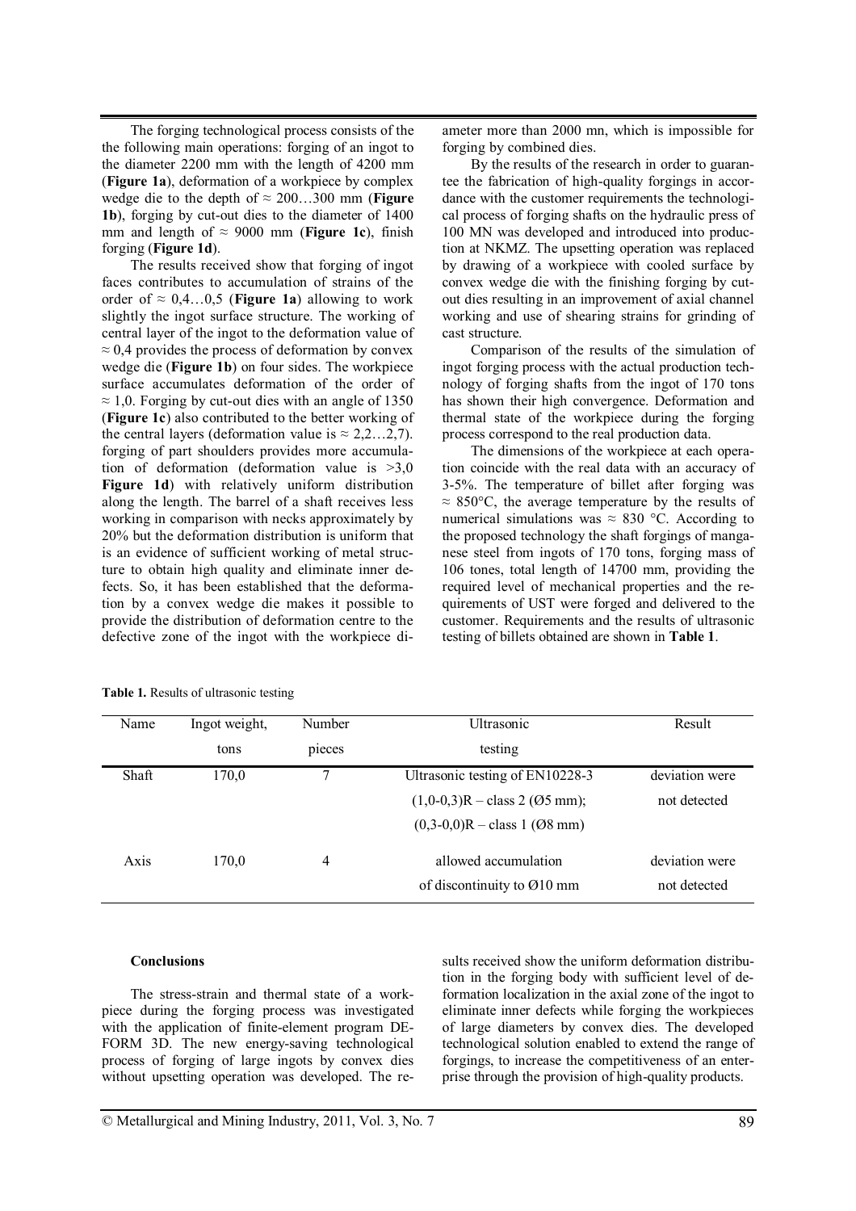The forging technological process consists of the the following main operations: forging of an ingot to the diameter 2200 mm with the length of 4200 mm (**Figure 1a**), deformation of a workpiece by complex wedge die to the depth of ≈ 200…300 mm (**Figure 1b**), forging by cut-out dies to the diameter of 1400 mm and length of ≈ 9000 mm (**Figure 1c**), finish forging (**Figure 1d**).

The results received show that forging of ingot faces contributes to accumulation of strains of the order of ≈ 0,4…0,5 (**Figure 1a**) allowing to work slightly the ingot surface structure. The working of central layer of the ingot to the deformation value of ≈ 0,4 provides the process of deformation by convex wedge die (**Figure 1b**) on four sides. The workpiece surface accumulates deformation of the order of ≈ 1,0. Forging by cut-out dies with an angle of 1350 (**Figure 1c**) also contributed to the better working of the central layers (deformation value is ≈ 2,2…2,7). forging of part shoulders provides more accumulation of deformation (deformation value is >3,0 **Figure 1d**) with relatively uniform distribution along the length. The barrel of a shaft receives less working in comparison with necks approximately by 20% but the deformation distribution is uniform that is an evidence of sufficient working of metal structure to obtain high quality and eliminate inner defects. So, it has been established that the deformation by a convex wedge die makes it possible to provide the distribution of deformation centre to the defective zone of the ingot with the workpiece diameter more than 2000 mn, which is impossible for forging by combined dies.

By the results of the research in order to guarantee the fabrication of high-quality forgings in accordance with the customer requirements the technological process of forging shafts on the hydraulic press of 100 MN was developed and introduced into production at NKMZ. The upsetting operation was replaced by drawing of a workpiece with cooled surface by convex wedge die with the finishing forging by cut-out dies resulting in an improvement of axial channel working and use of shearing strains for grinding of cast structure.

Comparison of the results of the simulation of ingot forging process with the actual production technology of forging shafts from the ingot of 170 tons has shown their high convergence. Deformation and thermal state of the workpiece during the forging process correspond to the real production data.

The dimensions of the workpiece at each operation coincide with the real data with an accuracy of 3-5%. The temperature of billet after forging was ≈ 850°C, the average temperature by the results of numerical simulations was ≈ 830 °C. According to the proposed technology the shaft forgings of manganese steel from ingots of 170 tons, forging mass of 106 tones, total length of 14700 mm, providing the required level of mechanical properties and the requirements of UST were forged and delivered to the customer. Requirements and the results of ultrasonic testing of billets obtained are shown in **Table 1**.

**Table 1.** Results of ultrasonic testing

| Name | Ingot weight, tons | Number pieces | Ultrasonic testing | Result |
|---|---|---|---|---|
| Shaft | 170,0 | 7 | Ultrasonic testing of EN10228-3 (1,0-0,3)R – class 2 (Ø5 mm); (0,3-0,0)R – class 1 (Ø8 mm) | deviation were not detected |
| Axis | 170,0 | 4 | allowed accumulation of discontinuity to Ø10 mm | deviation were not detected |

**Conclusions**

The stress-strain and thermal state of a workpiece during the forging process was investigated with the application of finite-element program DEFORM 3D. The new energy-saving technological process of forging of large ingots by convex dies without upsetting operation was developed. The results received show the uniform deformation distribution in the forging body with sufficient level of deformation localization in the axial zone of the ingot to eliminate inner defects while forging the workpieces of large diameters by convex dies. The developed technological solution enabled to extend the range of forgings, to increase the competitiveness of an enterprise through the provision of high-quality products.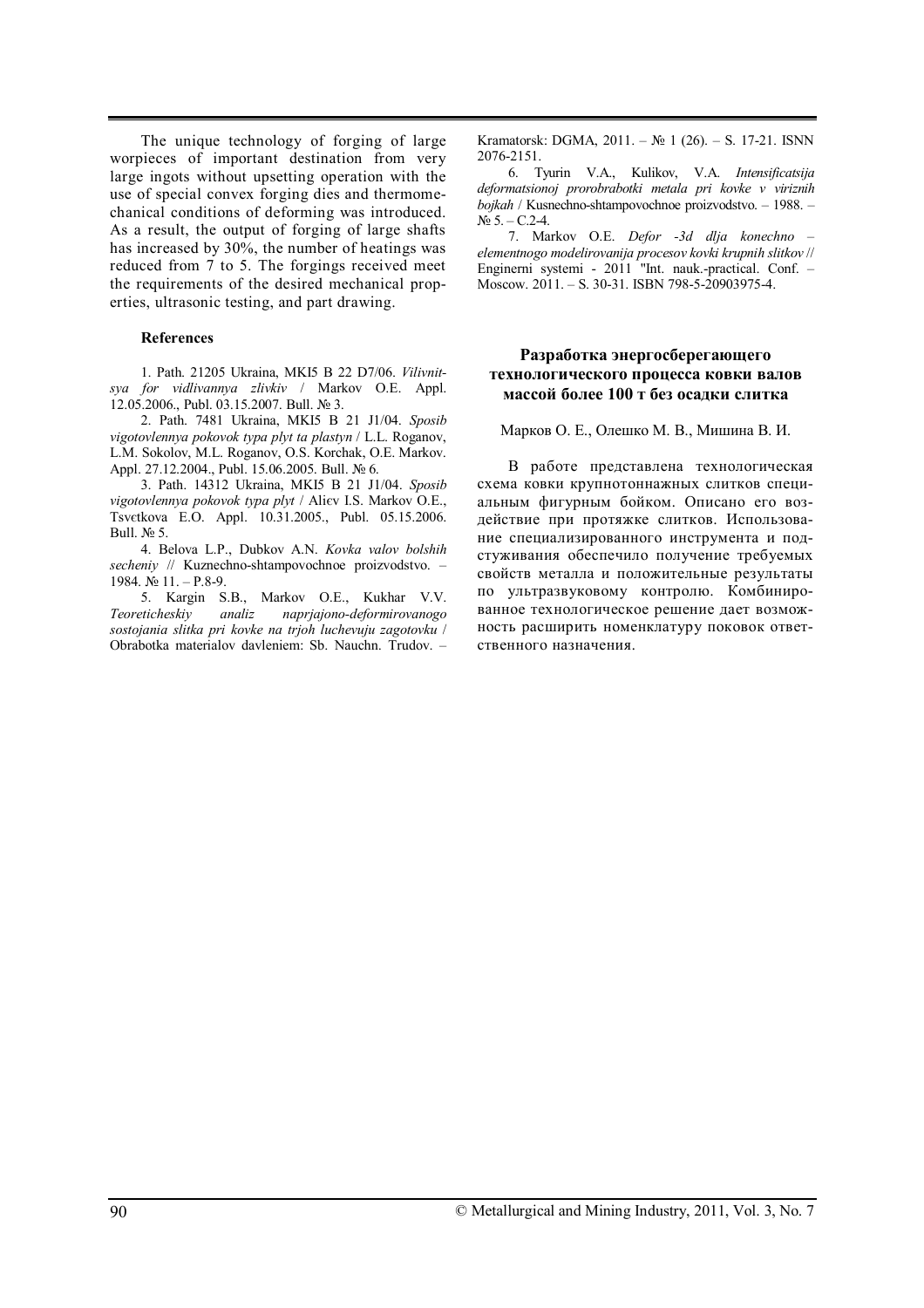The unique technology of forging of large worpieces of important destination from very large ingots without upsetting operation with the use of special convex forging dies and thermomechanical conditions of deforming was introduced. As a result, the output of forging of large shafts has increased by 30%, the number of heatings was reduced from 7 to 5. The forgings received meet the requirements of the desired mechanical properties, ultrasonic testing, and part drawing.

**References**

1. Path. 21205 Ukraina, MKI5 B 22 D7/06. *Vilivnitsya for vidlivannya zlivkiv* / Markov O.E. Appl. 12.05.2006., Publ. 03.15.2007. Bull. № 3.

2. Path. 7481 Ukraina, MKI5 B 21 J1/04. *Sposib vigotovlennya pokovok typa plyt ta plastyn* / L.L. Roganov, L.M. Sokolov, M.L. Roganov, O.S. Korchak, O.E. Markov. Appl. 27.12.2004., Publ. 15.06.2005. Bull. № 6.

3. Path. 14312 Ukraina, MKI5 B 21 J1/04. *Sposib vigotovlennya pokovok typa plyt* / Aliєv I.S. Markov O.E., Tsvєtkova E.O. Appl. 10.31.2005., Publ. 05.15.2006. Bull. № 5.

4. Belova L.P., Dubkov A.N. *Kovka valov bolshih secheniy* // Kuznechno-shtampovochnoe proizvodstvo. – 1984. № 11. – P.8-9.

5. Kargin S.B., Markov O.E., Kukhar V.V. *Teoreticheskiy analiz naprjajono-deformirovanogo sostojania slitka pri kovke na trjoh luchevuju zagotovku* / Obrabotka materialov davleniem: Sb. Nauchn. Trudov. – Kramatorsk: DGMA, 2011. – № 1 (26). – S. 17-21. ISNN 2076-2151.

6. Tyurin V.A., Kulikov, V.A. *Intensificatsija deformatsionoj prorobrabotki metala pri kovke v viriznih bojkah* / Kusnechno-shtampovochnoe proizvodstvo. – 1988. – № 5. – C.2-4.

7. Markov O.E. *Defor -3d dlja konechno – elementnogo modelirovanija procesov kovki krupnih slitkov* // Enginerni systemi - 2011 "Int. nauk.-practical. Conf. – Moscow. 2011. – S. 30-31. ISBN 798-5-20903975-4.

## Разработка энергосберегающего технологического процесса ковки валов массой более 100 т без осадки слитка

Марков О. Е., Олешко М. В., Мишина В. И.

В работе представлена технологическая схема ковки крупнотоннажных слитков специальным фигурным бойком. Описано его воздействие при протяжке слитков. Использование специализированного инструмента и подстуживания обеспечило получение требуемых свойств металла и положительные результаты по ультразвуковому контролю. Комбинированное технологическое решение дает возможность расширить номенклатуру поковок ответственного назначения.